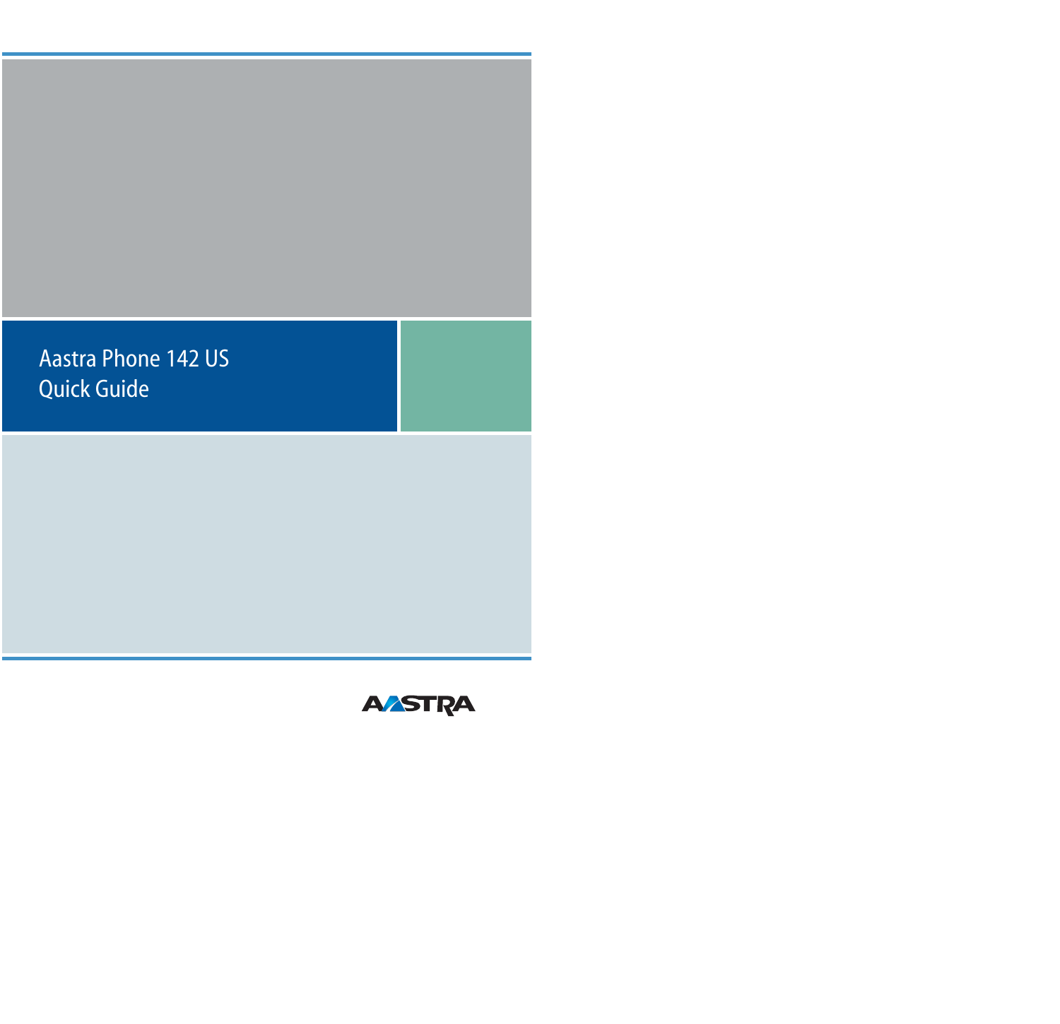# Aastra Phone 142 US
## Quick Guide

AASTRA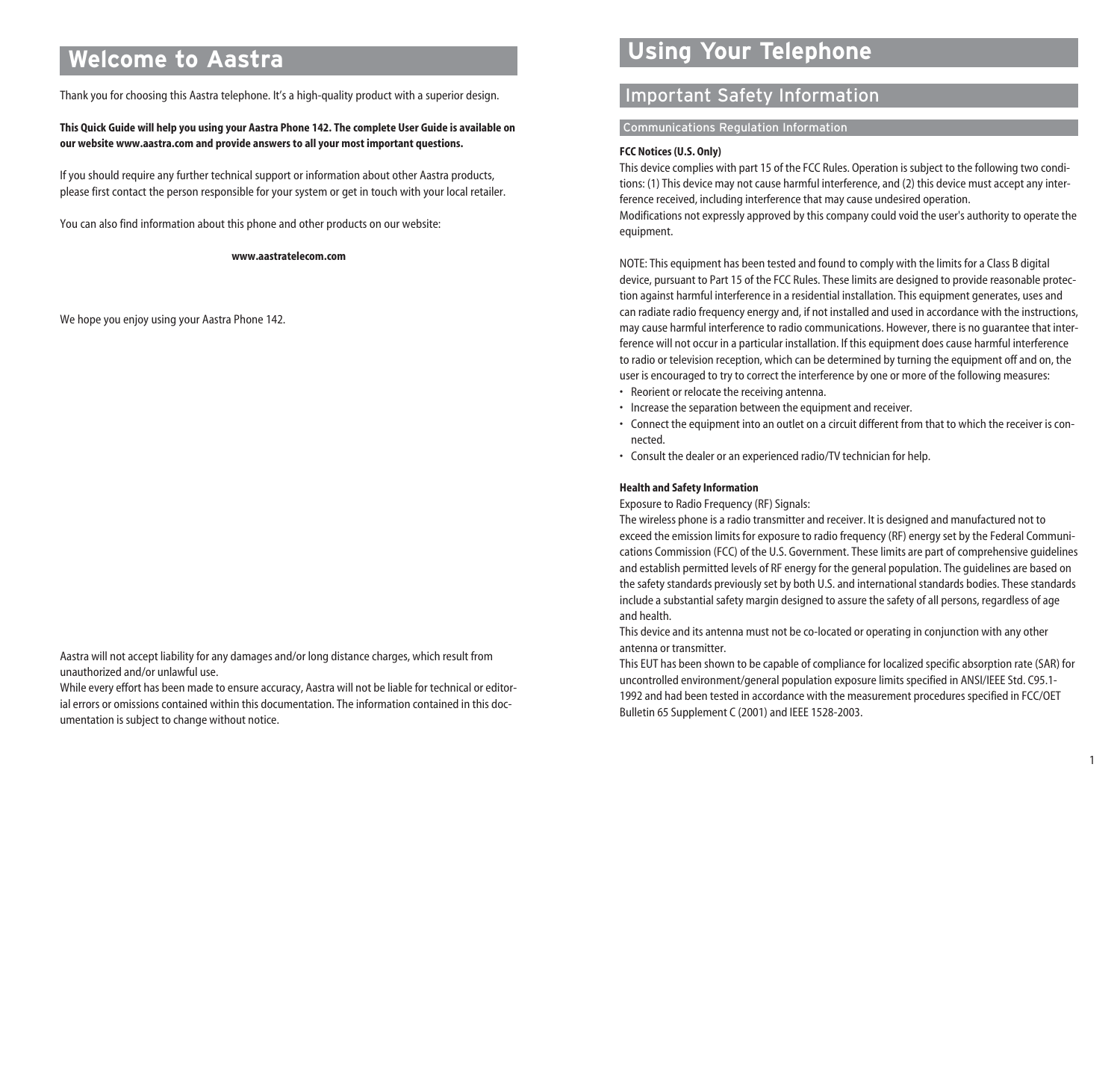# Welcome to Aastra

Thank you for choosing this Aastra telephone. It's a high-quality product with a superior design.

**This Quick Guide will help you using your Aastra Phone 142. The complete User Guide is available on our website www.aastra.com and provide answers to all your most important questions.**

If you should require any further technical support or information about other Aastra products, please first contact the person responsible for your system or get in touch with your local retailer.

You can also find information about this phone and other products on our website:

**www.aastratelecom.com**

We hope you enjoy using your Aastra Phone 142.

Aastra will not accept liability for any damages and/or long distance charges, which result from unauthorized and/or unlawful use.

While every effort has been made to ensure accuracy, Aastra will not be liable for technical or editorial errors or omissions contained within this documentation. The information contained in this documentation is subject to change without notice.

# Using Your Telephone

## Important Safety Information

### Communications Regulation Information

**FCC Notices (U.S. Only)**

This device complies with part 15 of the FCC Rules. Operation is subject to the following two conditions: (1) This device may not cause harmful interference, and (2) this device must accept any interference received, including interference that may cause undesired operation.
Modifications not expressly approved by this company could void the user's authority to operate the equipment.

NOTE: This equipment has been tested and found to comply with the limits for a Class B digital device, pursuant to Part 15 of the FCC Rules. These limits are designed to provide reasonable protection against harmful interference in a residential installation. This equipment generates, uses and can radiate radio frequency energy and, if not installed and used in accordance with the instructions, may cause harmful interference to radio communications. However, there is no guarantee that interference will not occur in a particular installation. If this equipment does cause harmful interference to radio or television reception, which can be determined by turning the equipment off and on, the user is encouraged to try to correct the interference by one or more of the following measures:

- Reorient or relocate the receiving antenna.
- Increase the separation between the equipment and receiver.
- Connect the equipment into an outlet on a circuit different from that to which the receiver is connected.
- Consult the dealer or an experienced radio/TV technician for help.

**Health and Safety Information**

Exposure to Radio Frequency (RF) Signals:
The wireless phone is a radio transmitter and receiver. It is designed and manufactured not to exceed the emission limits for exposure to radio frequency (RF) energy set by the Federal Communications Commission (FCC) of the U.S. Government. These limits are part of comprehensive guidelines and establish permitted levels of RF energy for the general population. The guidelines are based on the safety standards previously set by both U.S. and international standards bodies. These standards include a substantial safety margin designed to assure the safety of all persons, regardless of age and health.
This device and its antenna must not be co-located or operating in conjunction with any other antenna or transmitter.
This EUT has been shown to be capable of compliance for localized specific absorption rate (SAR) for uncontrolled environment/general population exposure limits specified in ANSI/IEEE Std. C95.1-1992 and had been tested in accordance with the measurement procedures specified in FCC/OET Bulletin 65 Supplement C (2001) and IEEE 1528-2003.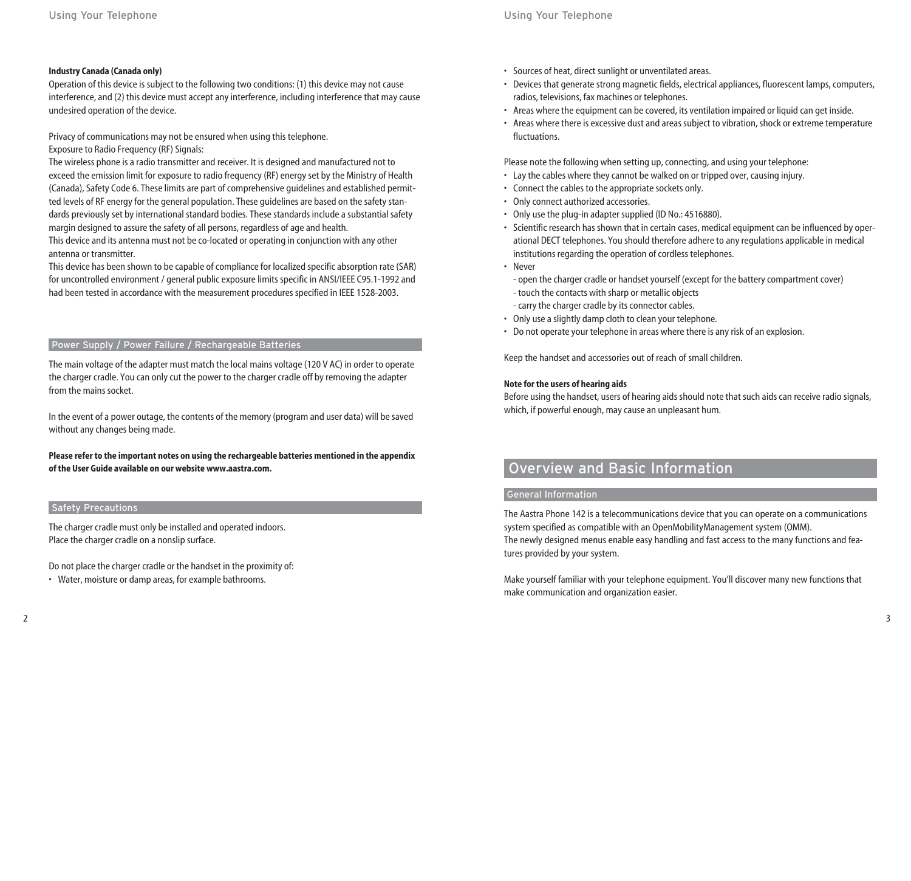**Industry Canada (Canada only)**

Operation of this device is subject to the following two conditions: (1) this device may not cause interference, and (2) this device must accept any interference, including interference that may cause undesired operation of the device.

Privacy of communications may not be ensured when using this telephone.
Exposure to Radio Frequency (RF) Signals:
The wireless phone is a radio transmitter and receiver. It is designed and manufactured not to exceed the emission limit for exposure to radio frequency (RF) energy set by the Ministry of Health (Canada), Safety Code 6. These limits are part of comprehensive guidelines and established permitted levels of RF energy for the general population. These guidelines are based on the safety standards previously set by international standard bodies. These standards include a substantial safety margin designed to assure the safety of all persons, regardless of age and health.
This device and its antenna must not be co-located or operating in conjunction with any other antenna or transmitter.
This device has been shown to be capable of compliance for localized specific absorption rate (SAR) for uncontrolled environment / general public exposure limits specific in ANSI/IEEE C95.1-1992 and had been tested in accordance with the measurement procedures specified in IEEE 1528-2003.

### Power Supply / Power Failure / Rechargeable Batteries

The main voltage of the adapter must match the local mains voltage (120 V AC) in order to operate the charger cradle. You can only cut the power to the charger cradle off by removing the adapter from the mains socket.

In the event of a power outage, the contents of the memory (program and user data) will be saved without any changes being made.

**Please refer to the important notes on using the rechargeable batteries mentioned in the appendix of the User Guide available on our website www.aastra.com.**

### Safety Precautions

The charger cradle must only be installed and operated indoors.
Place the charger cradle on a nonslip surface.

Do not place the charger cradle or the handset in the proximity of:

- Water, moisture or damp areas, for example bathrooms.
- Sources of heat, direct sunlight or unventilated areas.
- Devices that generate strong magnetic fields, electrical appliances, fluorescent lamps, computers, radios, televisions, fax machines or telephones.
- Areas where the equipment can be covered, its ventilation impaired or liquid can get inside.
- Areas where there is excessive dust and areas subject to vibration, shock or extreme temperature fluctuations.

Please note the following when setting up, connecting, and using your telephone:

- Lay the cables where they cannot be walked on or tripped over, causing injury.
- Connect the cables to the appropriate sockets only.
- Only connect authorized accessories.
- Only use the plug-in adapter supplied (ID No.: 4516880).
- Scientific research has shown that in certain cases, medical equipment can be influenced by operational DECT telephones. You should therefore adhere to any regulations applicable in medical institutions regarding the operation of cordless telephones.
- Never
  - open the charger cradle or handset yourself (except for the battery compartment cover)
  - touch the contacts with sharp or metallic objects
  - carry the charger cradle by its connector cables.
- Only use a slightly damp cloth to clean your telephone.
- Do not operate your telephone in areas where there is any risk of an explosion.

Keep the handset and accessories out of reach of small children.

**Note for the users of hearing aids**

Before using the handset, users of hearing aids should note that such aids can receive radio signals, which, if powerful enough, may cause an unpleasant hum.

## Overview and Basic Information

### General Information

The Aastra Phone 142 is a telecommunications device that you can operate on a communications system specified as compatible with an OpenMobilityManagement system (OMM).
The newly designed menus enable easy handling and fast access to the many functions and features provided by your system.

Make yourself familiar with your telephone equipment. You'll discover many new functions that make communication and organization easier.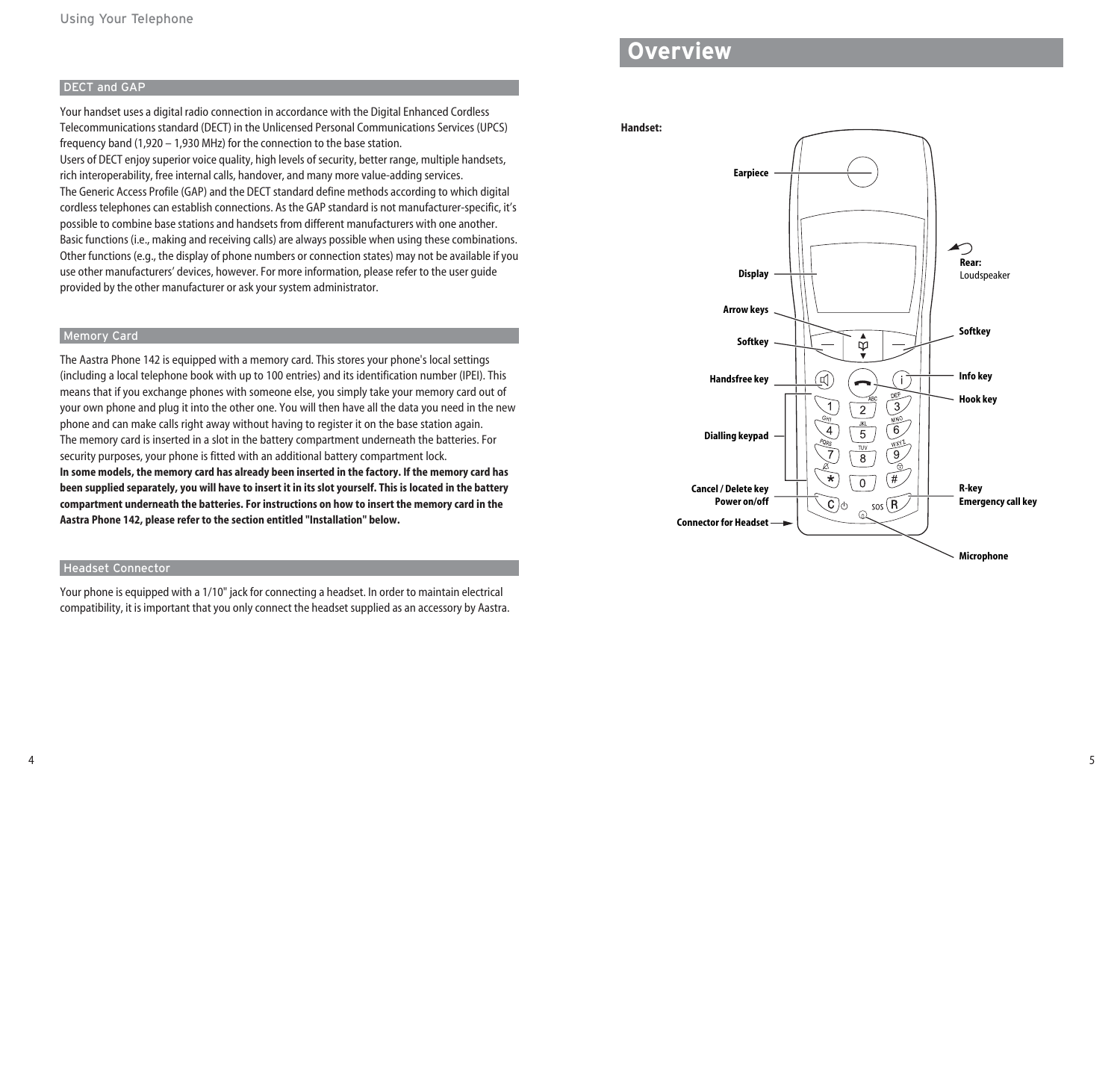## DECT and GAP

Your handset uses a digital radio connection in accordance with the Digital Enhanced Cordless Telecommunications standard (DECT) in the Unlicensed Personal Communications Services (UPCS) frequency band (1,920 – 1,930 MHz) for the connection to the base station.
Users of DECT enjoy superior voice quality, high levels of security, better range, multiple handsets, rich interoperability, free internal calls, handover, and many more value-adding services.
The Generic Access Profile (GAP) and the DECT standard define methods according to which digital cordless telephones can establish connections. As the GAP standard is not manufacturer-specific, it's possible to combine base stations and handsets from different manufacturers with one another.
Basic functions (i.e., making and receiving calls) are always possible when using these combinations. Other functions (e.g., the display of phone numbers or connection states) may not be available if you use other manufacturers' devices, however. For more information, please refer to the user guide provided by the other manufacturer or ask your system administrator.

## Memory Card

The Aastra Phone 142 is equipped with a memory card. This stores your phone's local settings (including a local telephone book with up to 100 entries) and its identification number (IPEI). This means that if you exchange phones with someone else, you simply take your memory card out of your own phone and plug it into the other one. You will then have all the data you need in the new phone and can make calls right away without having to register it on the base station again.
The memory card is inserted in a slot in the battery compartment underneath the batteries. For security purposes, your phone is fitted with an additional battery compartment lock.
**In some models, the memory card has already been inserted in the factory. If the memory card has been supplied separately, you will have to insert it in its slot yourself. This is located in the battery compartment underneath the batteries. For instructions on how to insert the memory card in the Aastra Phone 142, please refer to the section entitled "Installation" below.**

## Headset Connector

Your phone is equipped with a 1/10" jack for connecting a headset. In order to maintain electrical compatibility, it is important that you only connect the headset supplied as an accessory by Aastra.

# Overview

**Handset:**

**Earpiece**

**Display**

**Rear:** Loudspeaker

**Arrow keys**

**Softkey**

**Softkey**

**Handsfree key**

**Info key**

**Hook key**

**Dialling keypad**

**Cancel / Delete key**
**Power on/off**

**R-key**
**Emergency call key**

**Connector for Headset**

**Microphone**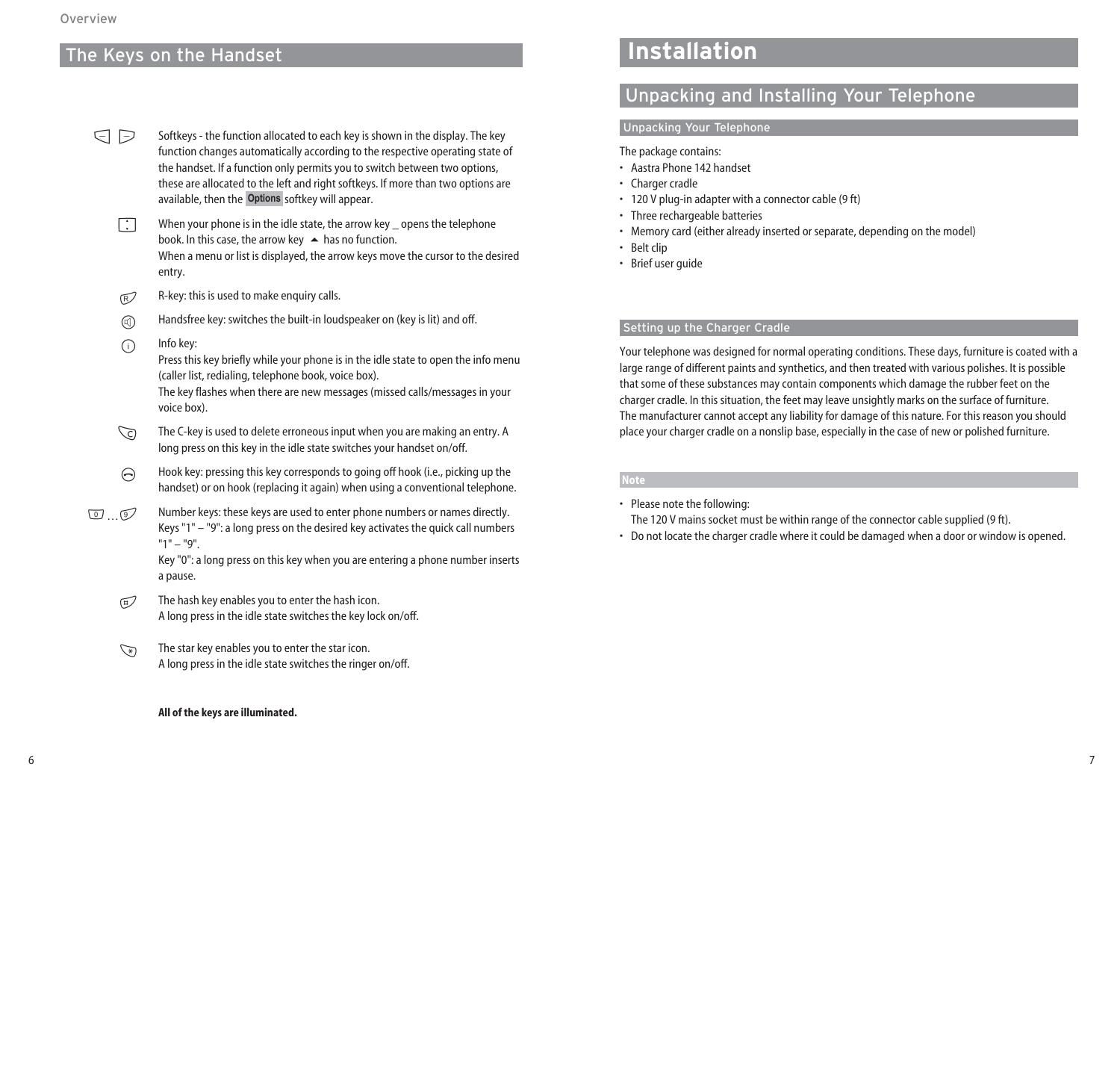## The Keys on the Handset

Softkeys - the function allocated to each key is shown in the display. The key function changes automatically according to the respective operating state of the handset. If a function only permits you to switch between two options, these are allocated to the left and right softkeys. If more than two options are available, then the **Options** softkey will appear.

When your phone is in the idle state, the arrow key _ opens the telephone book. In this case, the arrow key ▲ has no function.
When a menu or list is displayed, the arrow keys move the cursor to the desired entry.

R-key: this is used to make enquiry calls.

Handsfree key: switches the built-in loudspeaker on (key is lit) and off.

Info key:
Press this key briefly while your phone is in the idle state to open the info menu (caller list, redialing, telephone book, voice box).
The key flashes when there are new messages (missed calls/messages in your voice box).

The C-key is used to delete erroneous input when you are making an entry. A long press on this key in the idle state switches your handset on/off.

Hook key: pressing this key corresponds to going off hook (i.e., picking up the handset) or on hook (replacing it again) when using a conventional telephone.

Number keys: these keys are used to enter phone numbers or names directly.
Keys "1" – "9": a long press on the desired key activates the quick call numbers "1" – "9".
Key "0": a long press on this key when you are entering a phone number inserts a pause.

The hash key enables you to enter the hash icon.
A long press in the idle state switches the key lock on/off.

The star key enables you to enter the star icon.
A long press in the idle state switches the ringer on/off.

**All of the keys are illuminated.**

# Installation

## Unpacking and Installing Your Telephone

### Unpacking Your Telephone

The package contains:

- Aastra Phone 142 handset
- Charger cradle
- 120 V plug-in adapter with a connector cable (9 ft)
- Three rechargeable batteries
- Memory card (either already inserted or separate, depending on the model)
- Belt clip
- Brief user guide

### Setting up the Charger Cradle

Your telephone was designed for normal operating conditions. These days, furniture is coated with a large range of different paints and synthetics, and then treated with various polishes. It is possible that some of these substances may contain components which damage the rubber feet on the charger cradle. In this situation, the feet may leave unsightly marks on the surface of furniture.
The manufacturer cannot accept any liability for damage of this nature. For this reason you should place your charger cradle on a nonslip base, especially in the case of new or polished furniture.

**Note**

- Please note the following:
  The 120 V mains socket must be within range of the connector cable supplied (9 ft).
- Do not locate the charger cradle where it could be damaged when a door or window is opened.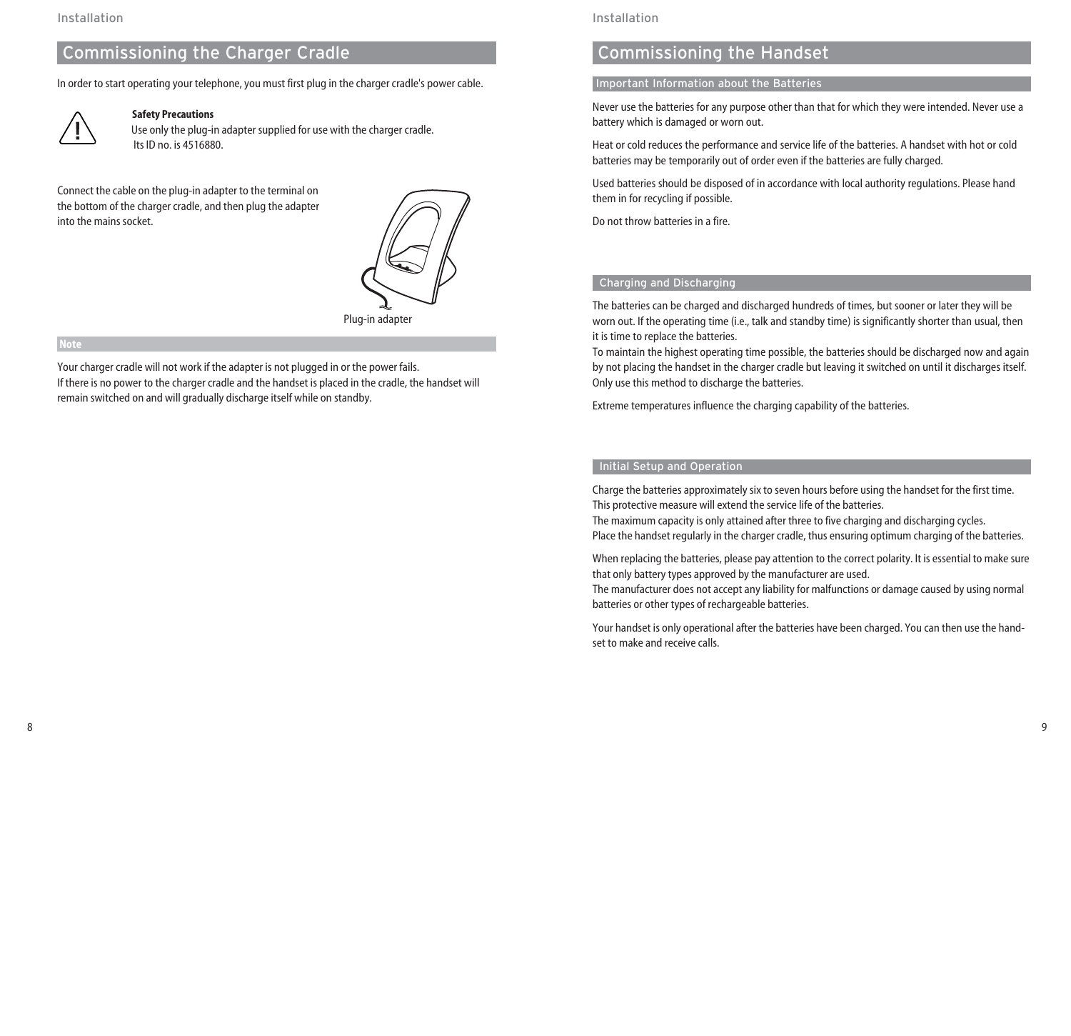## Commissioning the Charger Cradle

In order to start operating your telephone, you must first plug in the charger cradle's power cable.

**Safety Precautions**
Use only the plug-in adapter supplied for use with the charger cradle.
Its ID no. is 4516880.

Connect the cable on the plug-in adapter to the terminal on the bottom of the charger cradle, and then plug the adapter into the mains socket.

Plug-in adapter

**Note**

Your charger cradle will not work if the adapter is not plugged in or the power fails.
If there is no power to the charger cradle and the handset is placed in the cradle, the handset will remain switched on and will gradually discharge itself while on standby.

## Commissioning the Handset

### Important Information about the Batteries

Never use the batteries for any purpose other than that for which they were intended. Never use a battery which is damaged or worn out.

Heat or cold reduces the performance and service life of the batteries. A handset with hot or cold batteries may be temporarily out of order even if the batteries are fully charged.

Used batteries should be disposed of in accordance with local authority regulations. Please hand them in for recycling if possible.

Do not throw batteries in a fire.

### Charging and Discharging

The batteries can be charged and discharged hundreds of times, but sooner or later they will be worn out. If the operating time (i.e., talk and standby time) is significantly shorter than usual, then it is time to replace the batteries.
To maintain the highest operating time possible, the batteries should be discharged now and again by not placing the handset in the charger cradle but leaving it switched on until it discharges itself. Only use this method to discharge the batteries.

Extreme temperatures influence the charging capability of the batteries.

### Initial Setup and Operation

Charge the batteries approximately six to seven hours before using the handset for the first time. This protective measure will extend the service life of the batteries.
The maximum capacity is only attained after three to five charging and discharging cycles.
Place the handset regularly in the charger cradle, thus ensuring optimum charging of the batteries.

When replacing the batteries, please pay attention to the correct polarity. It is essential to make sure that only battery types approved by the manufacturer are used.
The manufacturer does not accept any liability for malfunctions or damage caused by using normal batteries or other types of rechargeable batteries.

Your handset is only operational after the batteries have been charged. You can then use the hand-set to make and receive calls.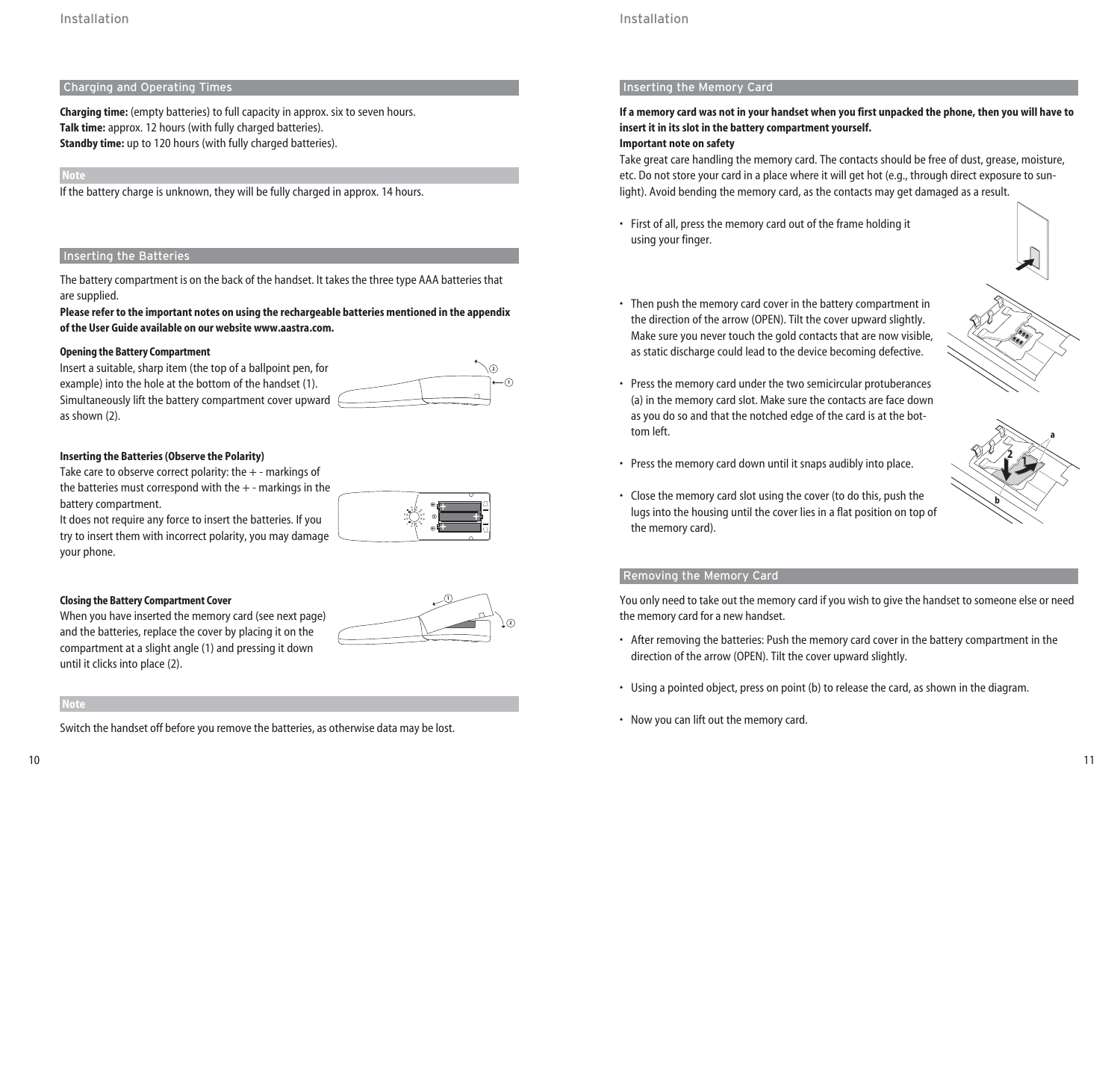## Charging and Operating Times

**Charging time:** (empty batteries) to full capacity in approx. six to seven hours.
**Talk time:** approx. 12 hours (with fully charged batteries).
**Standby time:** up to 120 hours (with fully charged batteries).

**Note**

If the battery charge is unknown, they will be fully charged in approx. 14 hours.

## Inserting the Batteries

The battery compartment is on the back of the handset. It takes the three type AAA batteries that are supplied.
**Please refer to the important notes on using the rechargeable batteries mentioned in the appendix of the User Guide available on our website www.aastra.com.**

**Opening the Battery Compartment**
Insert a suitable, sharp item (the top of a ballpoint pen, for example) into the hole at the bottom of the handset (1). Simultaneously lift the battery compartment cover upward as shown (2).

**Inserting the Batteries (Observe the Polarity)**
Take care to observe correct polarity: the + - markings of the batteries must correspond with the + - markings in the battery compartment.
It does not require any force to insert the batteries. If you try to insert them with incorrect polarity, you may damage your phone.

**Closing the Battery Compartment Cover**
When you have inserted the memory card (see next page) and the batteries, replace the cover by placing it on the compartment at a slight angle (1) and pressing it down until it clicks into place (2).

**Note**

Switch the handset off before you remove the batteries, as otherwise data may be lost.

## Inserting the Memory Card

**If a memory card was not in your handset when you first unpacked the phone, then you will have to insert it in its slot in the battery compartment yourself.**
**Important note on safety**
Take great care handling the memory card. The contacts should be free of dust, grease, moisture, etc. Do not store your card in a place where it will get hot (e.g., through direct exposure to sunlight). Avoid bending the memory card, as the contacts may get damaged as a result.

- First of all, press the memory card out of the frame holding it using your finger.
- Then push the memory card cover in the battery compartment in the direction of the arrow (OPEN). Tilt the cover upward slightly. Make sure you never touch the gold contacts that are now visible, as static discharge could lead to the device becoming defective.
- Press the memory card under the two semicircular protuberances (a) in the memory card slot. Make sure the contacts are face down as you do so and that the notched edge of the card is at the bottom left.
- Press the memory card down until it snaps audibly into place.
- Close the memory card slot using the cover (to do this, push the lugs into the housing until the cover lies in a flat position on top of the memory card).

## Removing the Memory Card

You only need to take out the memory card if you wish to give the handset to someone else or need the memory card for a new handset.

- After removing the batteries: Push the memory card cover in the battery compartment in the direction of the arrow (OPEN). Tilt the cover upward slightly.
- Using a pointed object, press on point (b) to release the card, as shown in the diagram.
- Now you can lift out the memory card.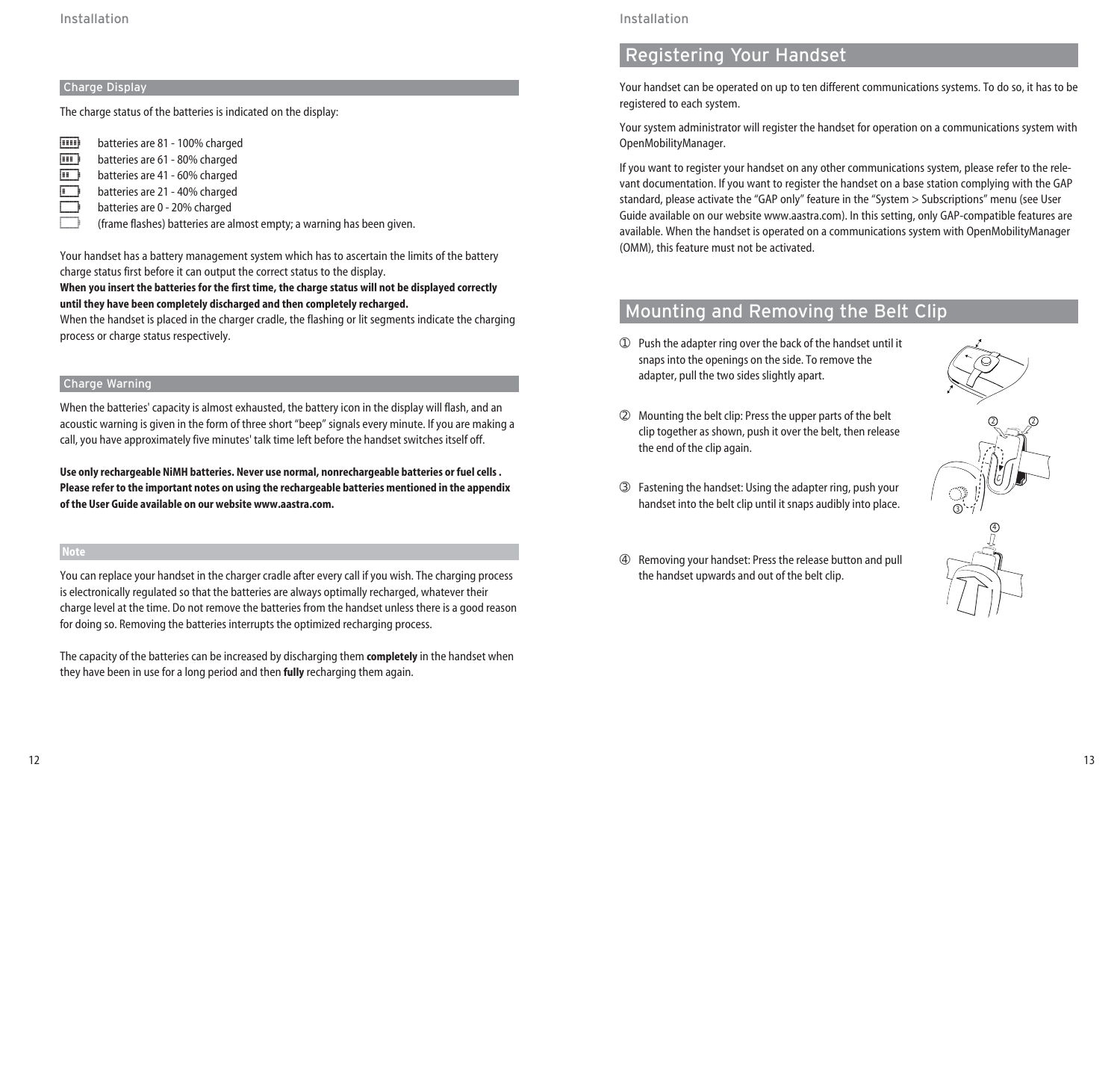### Charge Display

The charge status of the batteries is indicated on the display:

- batteries are 81 - 100% charged
- batteries are 61 - 80% charged
- batteries are 41 - 60% charged
- batteries are 21 - 40% charged
- batteries are 0 - 20% charged
- (frame flashes) batteries are almost empty; a warning has been given.

Your handset has a battery management system which has to ascertain the limits of the battery charge status first before it can output the correct status to the display.
**When you insert the batteries for the first time, the charge status will not be displayed correctly until they have been completely discharged and then completely recharged.**
When the handset is placed in the charger cradle, the flashing or lit segments indicate the charging process or charge status respectively.

### Charge Warning

When the batteries' capacity is almost exhausted, the battery icon in the display will flash, and an acoustic warning is given in the form of three short "beep" signals every minute. If you are making a call, you have approximately five minutes' talk time left before the handset switches itself off.

**Use only rechargeable NiMH batteries. Never use normal, nonrechargeable batteries or fuel cells . Please refer to the important notes on using the rechargeable batteries mentioned in the appendix of the User Guide available on our website www.aastra.com.**

**Note**

You can replace your handset in the charger cradle after every call if you wish. The charging process is electronically regulated so that the batteries are always optimally recharged, whatever their charge level at the time. Do not remove the batteries from the handset unless there is a good reason for doing so. Removing the batteries interrupts the optimized recharging process.

The capacity of the batteries can be increased by discharging them **completely** in the handset when they have been in use for a long period and then **fully** recharging them again.

## Registering Your Handset

Your handset can be operated on up to ten different communications systems. To do so, it has to be registered to each system.

Your system administrator will register the handset for operation on a communications system with OpenMobilityManager.

If you want to register your handset on any other communications system, please refer to the relevant documentation. If you want to register the handset on a base station complying with the GAP standard, please activate the "GAP only" feature in the "System > Subscriptions" menu (see User Guide available on our website www.aastra.com). In this setting, only GAP-compatible features are available. When the handset is operated on a communications system with OpenMobilityManager (OMM), this feature must not be activated.

## Mounting and Removing the Belt Clip

① Push the adapter ring over the back of the handset until it snaps into the openings on the side. To remove the adapter, pull the two sides slightly apart.

② Mounting the belt clip: Press the upper parts of the belt clip together as shown, push it over the belt, then release the end of the clip again.

③ Fastening the handset: Using the adapter ring, push your handset into the belt clip until it snaps audibly into place.

④ Removing your handset: Press the release button and pull the handset upwards and out of the belt clip.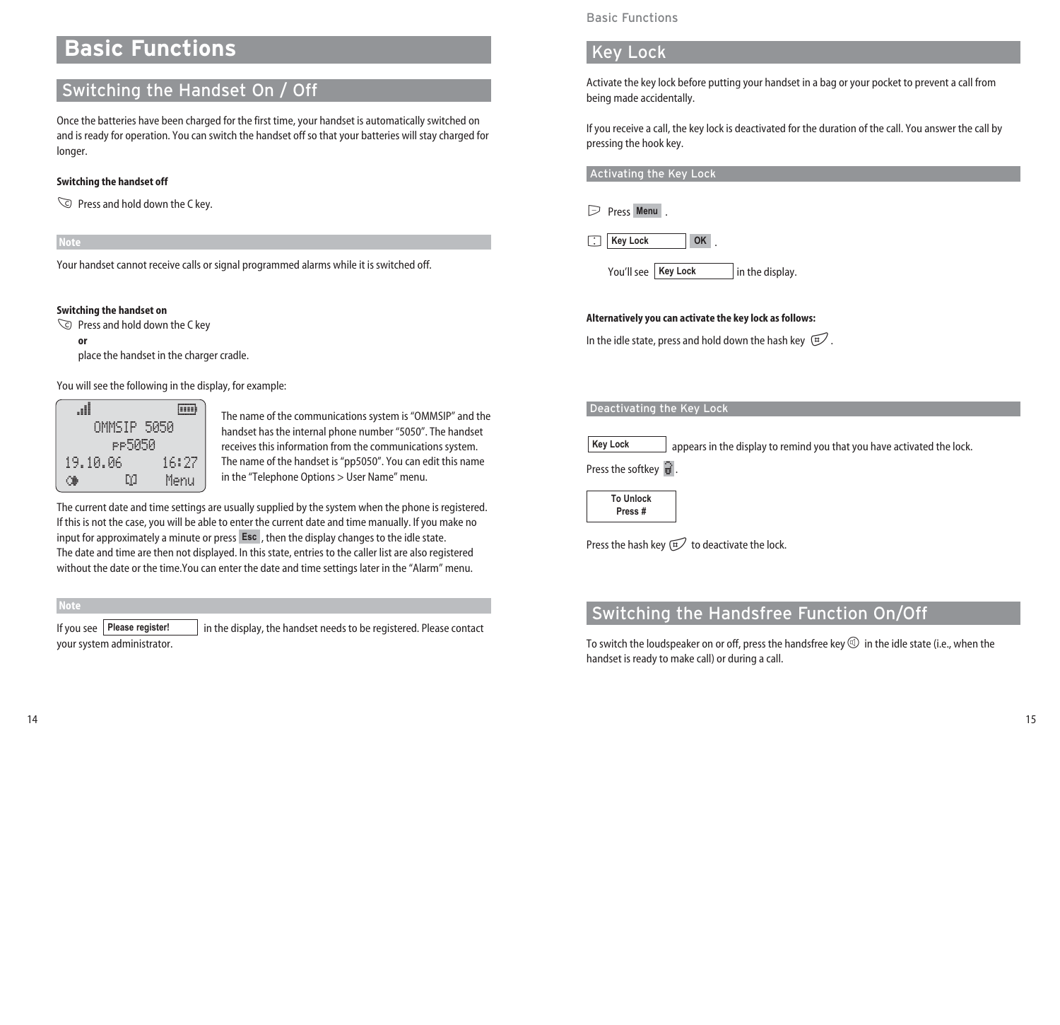# Basic Functions

## Switching the Handset On / Off

Once the batteries have been charged for the first time, your handset is automatically switched on and is ready for operation. You can switch the handset off so that your batteries will stay charged for longer.

**Switching the handset off**

Press and hold down the C key.

**Note**

Your handset cannot receive calls or signal programmed alarms while it is switched off.

**Switching the handset on**

Press and hold down the C key
**or**
place the handset in the charger cradle.

You will see the following in the display, for example:

```
OMMSIP 5050
pp5050
19.10.06      16:27
              Menu
```

The name of the communications system is “OMMSIP” and the handset has the internal phone number “5050”. The handset receives this information from the communications system. The name of the handset is “pp5050”. You can edit this name in the “Telephone Options > User Name” menu.

The current date and time settings are usually supplied by the system when the phone is registered. If this is not the case, you will be able to enter the current date and time manually. If you make no input for approximately a minute or press **Esc**, then the display changes to the idle state.
The date and time are then not displayed. In this state, entries to the caller list are also registered without the date or the time.You can enter the date and time settings later in the “Alarm” menu.

**Note**

If you see **Please register!** in the display, the handset needs to be registered. Please contact your system administrator.

## Key Lock

Activate the key lock before putting your handset in a bag or your pocket to prevent a call from being made accidentally.

If you receive a call, the key lock is deactivated for the duration of the call. You answer the call by pressing the hook key.

### Activating the Key Lock

Press **Menu**.

**Key Lock** **OK**.

You’ll see **Key Lock** in the display.

**Alternatively you can activate the key lock as follows:**

In the idle state, press and hold down the hash key.

### Deactivating the Key Lock

**Key Lock** appears in the display to remind you that you have activated the lock.

Press the softkey.

**To Unlock**
**Press #**

Press the hash key to deactivate the lock.

## Switching the Handsfree Function On/Off

To switch the loudspeaker on or off, press the handsfree key in the idle state (i.e., when the handset is ready to make call) or during a call.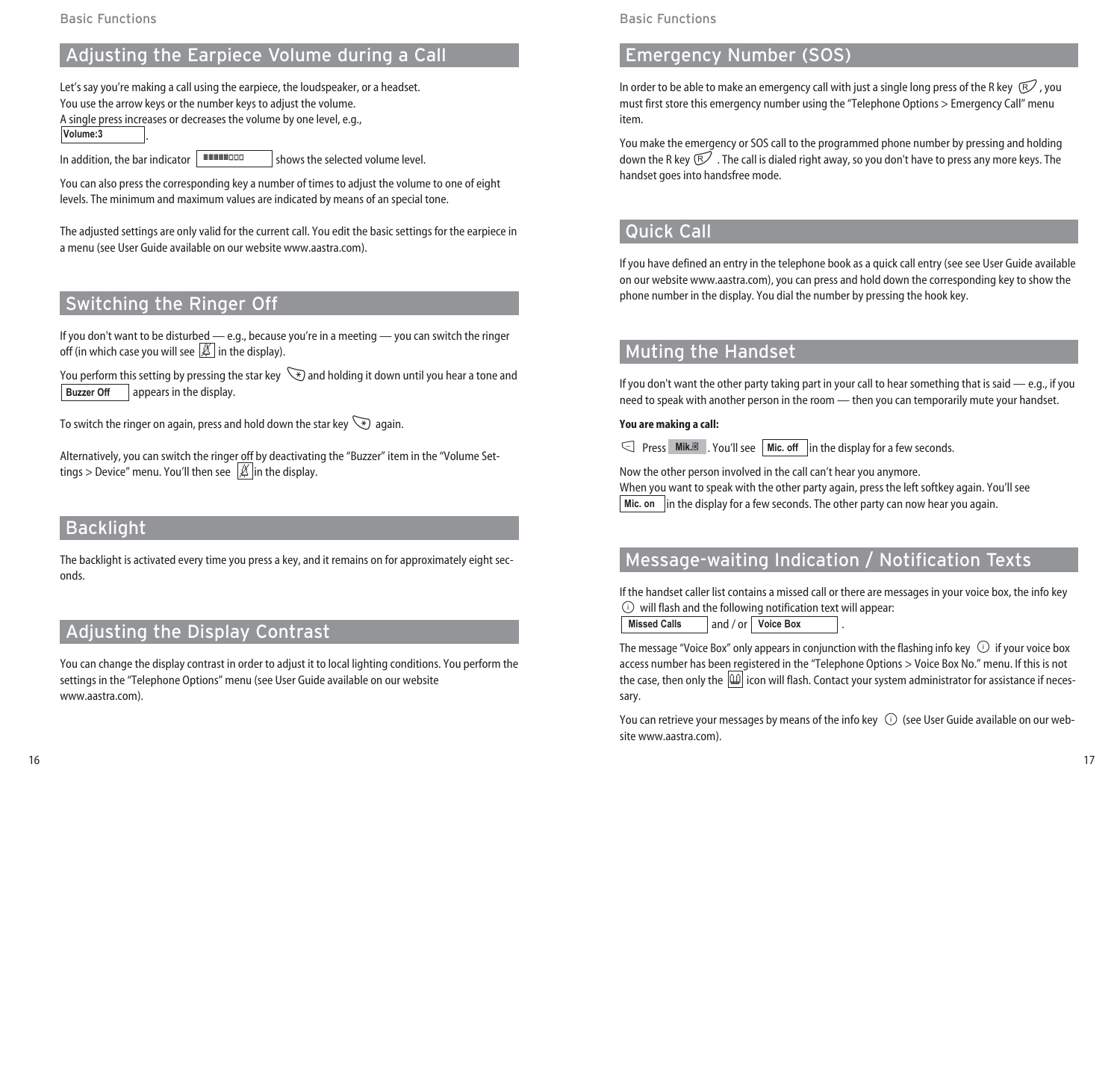## Adjusting the Earpiece Volume during a Call

Let's say you're making a call using the earpiece, the loudspeaker, or a headset.
You use the arrow keys or the number keys to adjust the volume.
A single press increases or decreases the volume by one level, e.g., **Volume:3**.

In addition, the bar indicator shows the selected volume level.

You can also press the corresponding key a number of times to adjust the volume to one of eight levels. The minimum and maximum values are indicated by means of an special tone.

The adjusted settings are only valid for the current call. You edit the basic settings for the earpiece in a menu (see User Guide available on our website www.aastra.com).

## Switching the Ringer Off

If you don't want to be disturbed — e.g., because you're in a meeting — you can switch the ringer off (in which case you will see in the display).

You perform this setting by pressing the star key and holding it down until you hear a tone and **Buzzer Off** appears in the display.

To switch the ringer on again, press and hold down the star key again.

Alternatively, you can switch the ringer off by deactivating the "Buzzer" item in the "Volume Settings > Device" menu. You'll then see in the display.

## Backlight

The backlight is activated every time you press a key, and it remains on for approximately eight seconds.

## Adjusting the Display Contrast

You can change the display contrast in order to adjust it to local lighting conditions. You perform the settings in the "Telephone Options" menu (see User Guide available on our website www.aastra.com).

## Emergency Number (SOS)

In order to be able to make an emergency call with just a single long press of the R key, you must first store this emergency number using the "Telephone Options > Emergency Call" menu item.

You make the emergency or SOS call to the programmed phone number by pressing and holding down the R key. The call is dialed right away, so you don't have to press any more keys. The handset goes into handsfree mode.

## Quick Call

If you have defined an entry in the telephone book as a quick call entry (see see User Guide available on our website www.aastra.com), you can press and hold down the corresponding key to show the phone number in the display. You dial the number by pressing the hook key.

## Muting the Handset

If you don't want the other party taking part in your call to hear something that is said — e.g., if you need to speak with another person in the room — then you can temporarily mute your handset.

**You are making a call:**

Press **Mik.**. You'll see **Mic. off** in the display for a few seconds.

Now the other person involved in the call can't hear you anymore.
When you want to speak with the other party again, press the left softkey again. You'll see **Mic. on** in the display for a few seconds. The other party can now hear you again.

## Message-waiting Indication / Notification Texts

If the handset caller list contains a missed call or there are messages in your voice box, the info key will flash and the following notification text will appear:
**Missed Calls** and / or **Voice Box**.

The message "Voice Box" only appears in conjunction with the flashing info key if your voice box access number has been registered in the "Telephone Options > Voice Box No." menu. If this is not the case, then only the icon will flash. Contact your system administrator for assistance if necessary.

You can retrieve your messages by means of the info key (see User Guide available on our website www.aastra.com).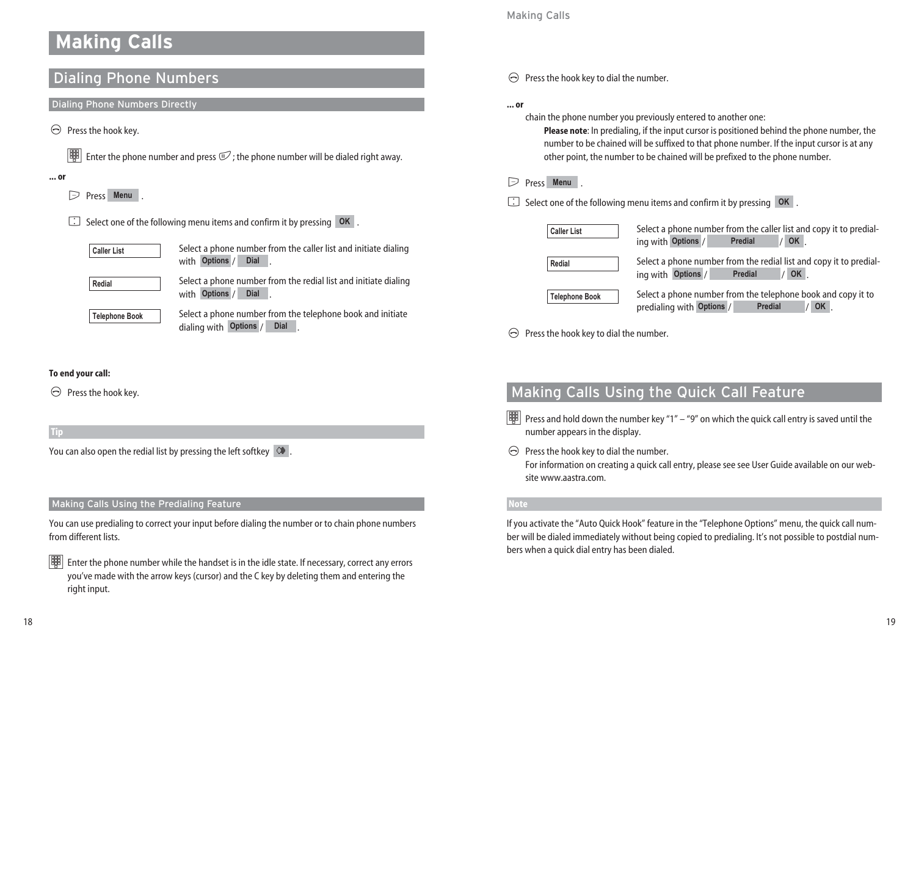# Making Calls

## Dialing Phone Numbers

### Dialing Phone Numbers Directly

Press the hook key.

Enter the phone number and press ; the phone number will be dialed right away.

**... or**

Press **Menu** .

Select one of the following menu items and confirm it by pressing **OK** .

| | |
|---|---|
| Caller List | Select a phone number from the caller list and initiate dialing with **Options** / **Dial** . |
| Redial | Select a phone number from the redial list and initiate dialing with **Options** / **Dial** . |
| Telephone Book | Select a phone number from the telephone book and initiate dialing with **Options** / **Dial** . |

**To end your call:**

Press the hook key.

**Tip**

You can also open the redial list by pressing the left softkey .

### Making Calls Using the Predialing Feature

You can use predialing to correct your input before dialing the number or to chain phone numbers from different lists.

Enter the phone number while the handset is in the idle state. If necessary, correct any errors you've made with the arrow keys (cursor) and the C key by deleting them and entering the right input.

Press the hook key to dial the number.

**... or**

chain the phone number you previously entered to another one:

**Please note**: In predialing, if the input cursor is positioned behind the phone number, the number to be chained will be suffixed to that phone number. If the input cursor is at any other point, the number to be chained will be prefixed to the phone number.

Press **Menu** .

Select one of the following menu items and confirm it by pressing **OK** .

| | |
|---|---|
| Caller List | Select a phone number from the caller list and copy it to predialing with **Options** / **Predial** / **OK** . |
| Redial | Select a phone number from the redial list and copy it to predialing with **Options** / **Predial** / **OK** . |
| Telephone Book | Select a phone number from the telephone book and copy it to predialing with **Options** / **Predial** / **OK** . |

Press the hook key to dial the number.

## Making Calls Using the Quick Call Feature

Press and hold down the number key "1" – "9" on which the quick call entry is saved until the number appears in the display.

Press the hook key to dial the number.
For information on creating a quick call entry, please see see User Guide available on our website www.aastra.com.

**Note**

If you activate the "Auto Quick Hook" feature in the "Telephone Options" menu, the quick call number will be dialed immediately without being copied to predialing. It's not possible to postdial numbers when a quick dial entry has been dialed.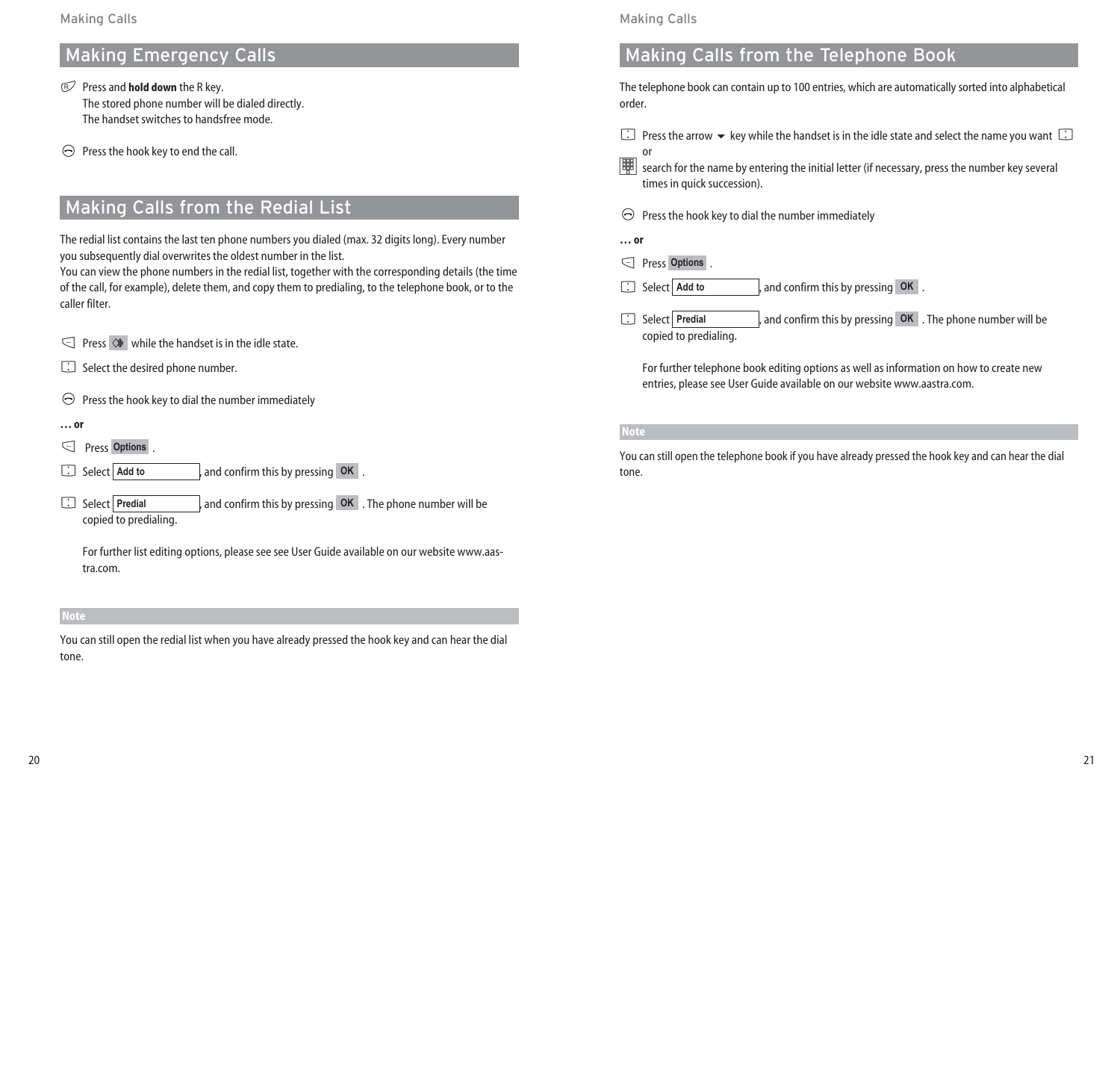## Making Emergency Calls

Press and **hold down** the R key.
The stored phone number will be dialed directly.
The handset switches to handsfree mode.

Press the hook key to end the call.

## Making Calls from the Redial List

The redial list contains the last ten phone numbers you dialed (max. 32 digits long). Every number you subsequently dial overwrites the oldest number in the list.
You can view the phone numbers in the redial list, together with the corresponding details (the time of the call, for example), delete them, and copy them to predialing, to the telephone book, or to the caller filter.

Press while the handset is in the idle state.

Select the desired phone number.

Press the hook key to dial the number immediately

**… or**

Press **Options** .

Select **Add to** , and confirm this by pressing **OK** .

Select **Predial** , and confirm this by pressing **OK** . The phone number will be copied to predialing.

For further list editing options, please see see User Guide available on our website www.aastra.com.

**Note**

You can still open the redial list when you have already pressed the hook key and can hear the dial tone.

## Making Calls from the Telephone Book

The telephone book can contain up to 100 entries, which are automatically sorted into alphabetical order.

Press the arrow ▼ key while the handset is in the idle state and select the name you want
or
search for the name by entering the initial letter (if necessary, press the number key several times in quick succession).

Press the hook key to dial the number immediately

**… or**

Press **Options** .

Select **Add to** , and confirm this by pressing **OK** .

Select **Predial** , and confirm this by pressing **OK** . The phone number will be copied to predialing.

For further telephone book editing options as well as information on how to create new entries, please see User Guide available on our website www.aastra.com.

**Note**

You can still open the telephone book if you have already pressed the hook key and can hear the dial tone.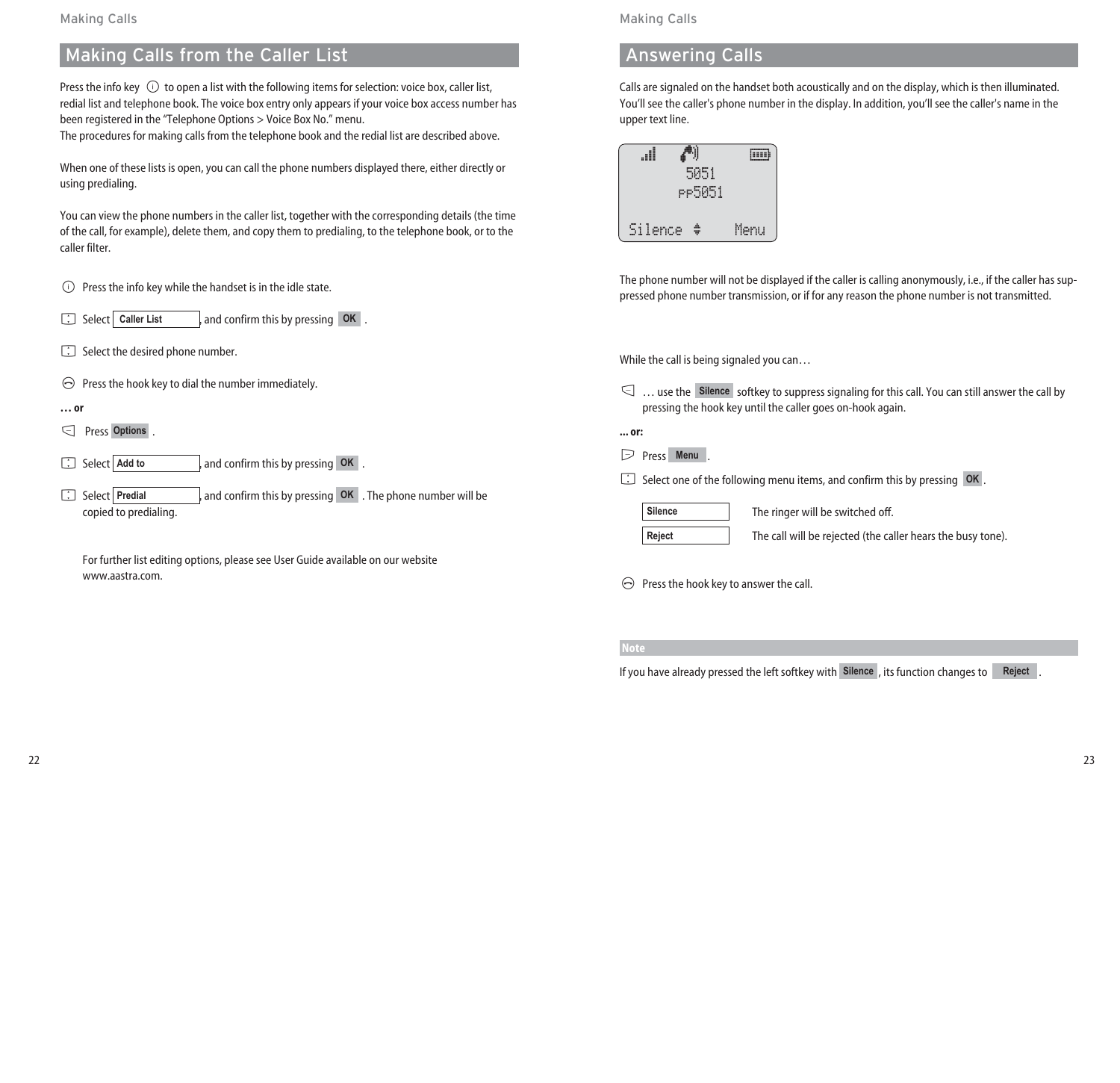## Making Calls from the Caller List

Press the info key ⓘ to open a list with the following items for selection: voice box, caller list, redial list and telephone book. The voice box entry only appears if your voice box access number has been registered in the "Telephone Options > Voice Box No." menu.
The procedures for making calls from the telephone book and the redial list are described above.

When one of these lists is open, you can call the phone numbers displayed there, either directly or using predialing.

You can view the phone numbers in the caller list, together with the corresponding details (the time of the call, for example), delete them, and copy them to predialing, to the telephone book, or to the caller filter.

- Press the info key while the handset is in the idle state.
- Select **Caller List**, and confirm this by pressing **OK**.
- Select the desired phone number.
- Press the hook key to dial the number immediately.

**… or**

- Press **Options**.
- Select **Add to**, and confirm this by pressing **OK**.
- Select **Predial**, and confirm this by pressing **OK**. The phone number will be copied to predialing.

For further list editing options, please see User Guide available on our website www.aastra.com.

## Answering Calls

Calls are signaled on the handset both acoustically and on the display, which is then illuminated. You'll see the caller's phone number in the display. In addition, you'll see the caller's name in the upper text line.

```
5051
PP5051
Silence ⇕      Menu
```

The phone number will not be displayed if the caller is calling anonymously, i.e., if the caller has suppressed phone number transmission, or if for any reason the phone number is not transmitted.

While the call is being signaled you can…

- … use the **Silence** softkey to suppress signaling for this call. You can still answer the call by pressing the hook key until the caller goes on-hook again.

**... or:**

- Press **Menu**.
- Select one of the following menu items, and confirm this by pressing **OK**.

| | |
|---|---|
| **Silence** | The ringer will be switched off. |
| **Reject** | The call will be rejected (the caller hears the busy tone). |

- Press the hook key to answer the call.

**Note**

If you have already pressed the left softkey with **Silence**, its function changes to **Reject**.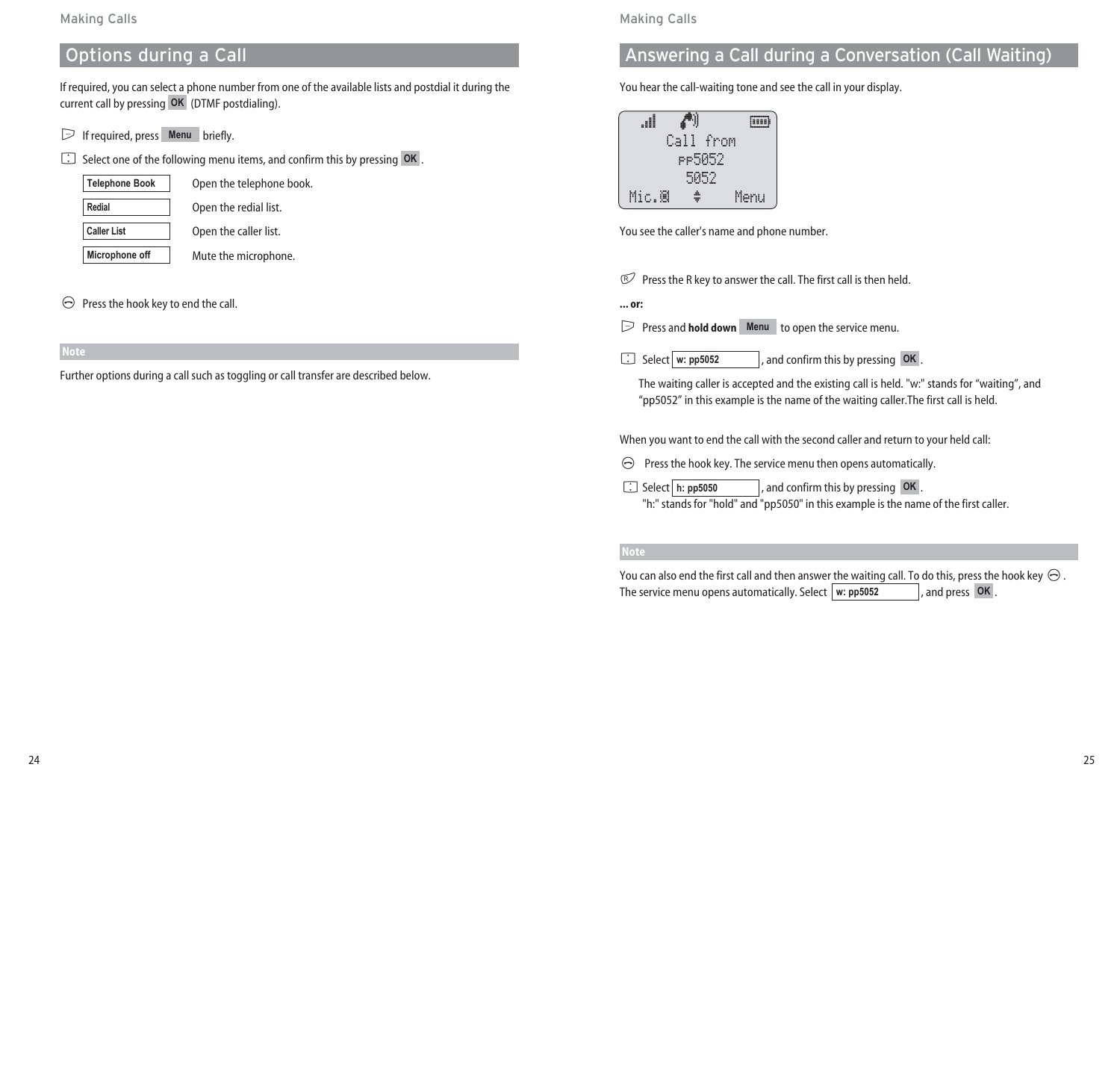## Options during a Call

If required, you can select a phone number from one of the available lists and postdial it during the current call by pressing **OK** (DTMF postdialing).

If required, press **Menu** briefly.

Select one of the following menu items, and confirm this by pressing **OK**.

| | |
|---|---|
| Telephone Book | Open the telephone book. |
| Redial | Open the redial list. |
| Caller List | Open the caller list. |
| Microphone off | Mute the microphone. |

Press the hook key to end the call.

**Note**

Further options during a call such as toggling or call transfer are described below.

## Answering a Call during a Conversation (Call Waiting)

You hear the call-waiting tone and see the call in your display.

```
Call from
PP5052
5052
Mic.     Menu
```

You see the caller's name and phone number.

Press the R key to answer the call. The first call is then held.

**... or:**

Press and **hold down** **Menu** to open the service menu.

Select **w: pp5052**, and confirm this by pressing **OK**.

The waiting caller is accepted and the existing call is held. "w:" stands for "waiting", and "pp5052" in this example is the name of the waiting caller.The first call is held.

When you want to end the call with the second caller and return to your held call:

Press the hook key. The service menu then opens automatically.

Select **h: pp5050**, and confirm this by pressing **OK**.
"h:" stands for "hold" and "pp5050" in this example is the name of the first caller.

**Note**

You can also end the first call and then answer the waiting call. To do this, press the hook key. The service menu opens automatically. Select **w: pp5052**, and press **OK**.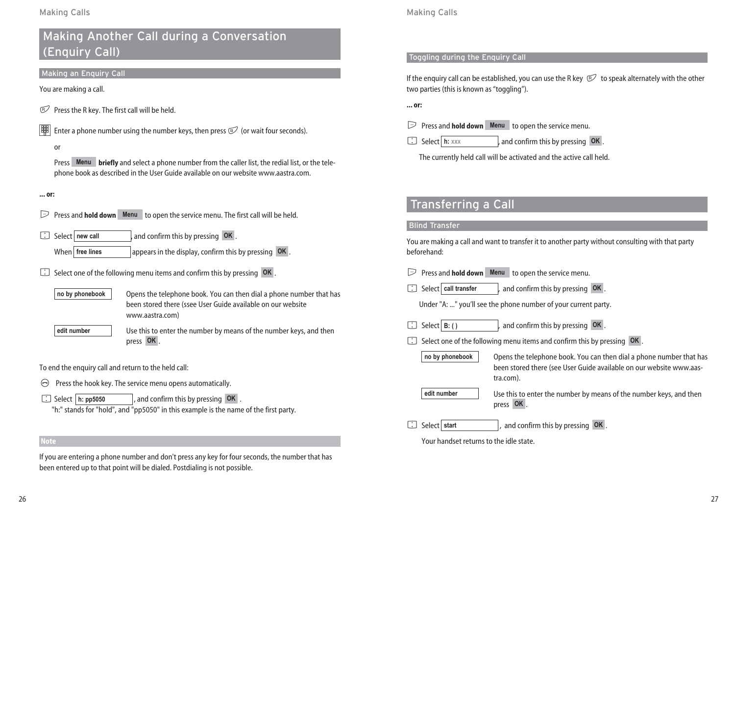# Making Another Call during a Conversation (Enquiry Call)

## Making an Enquiry Call

You are making a call.

Press the R key. The first call will be held.

Enter a phone number using the number keys, then press (or wait four seconds).

or

Press **Menu** **briefly** and select a phone number from the caller list, the redial list, or the telephone book as described in the User Guide available on our website www.aastra.com.

**... or:**

Press and **hold down** **Menu** to open the service menu. The first call will be held.

Select **new call**, and confirm this by pressing **OK**.

When **free lines** appears in the display, confirm this by pressing **OK**.

Select one of the following menu items and confirm this by pressing **OK**.

| | |
|---|---|
| **no by phonebook** | Opens the telephone book. You can then dial a phone number that has been stored there (ssee User Guide available on our website www.aastra.com) |
| **edit number** | Use this to enter the number by means of the number keys, and then press **OK**. |

To end the enquiry call and return to the held call:

Press the hook key. The service menu opens automatically.

Select **h: pp5050**, and confirm this by pressing **OK**.
"h:" stands for "hold", and "pp5050" in this example is the name of the first party.

### Note

If you are entering a phone number and don't press any key for four seconds, the number that has been entered up to that point will be dialed. Postdialing is not possible.

## Toggling during the Enquiry Call

If the enquiry call can be established, you can use the R key to speak alternately with the other two parties (this is known as “toggling”).

**... or:**

Press and **hold down** **Menu** to open the service menu.

Select **h: xxx**, and confirm this by pressing **OK**.

The currently held call will be activated and the active call held.

# Transferring a Call

## Blind Transfer

You are making a call and want to transfer it to another party without consulting with that party beforehand:

Press and **hold down** **Menu** to open the service menu.

Select **call transfer**, and confirm this by pressing **OK**.

Under "A: ..." you’ll see the phone number of your current party.

Select **B: ( )**, and confirm this by pressing **OK**.

Select one of the following menu items and confirm this by pressing **OK**.

| | |
|---|---|
| **no by phonebook** | Opens the telephone book. You can then dial a phone number that has been stored there (see User Guide available on our website www.aastra.com). |
| **edit number** | Use this to enter the number by means of the number keys, and then press **OK**. |

Select **start**, and confirm this by pressing **OK**.

Your handset returns to the idle state.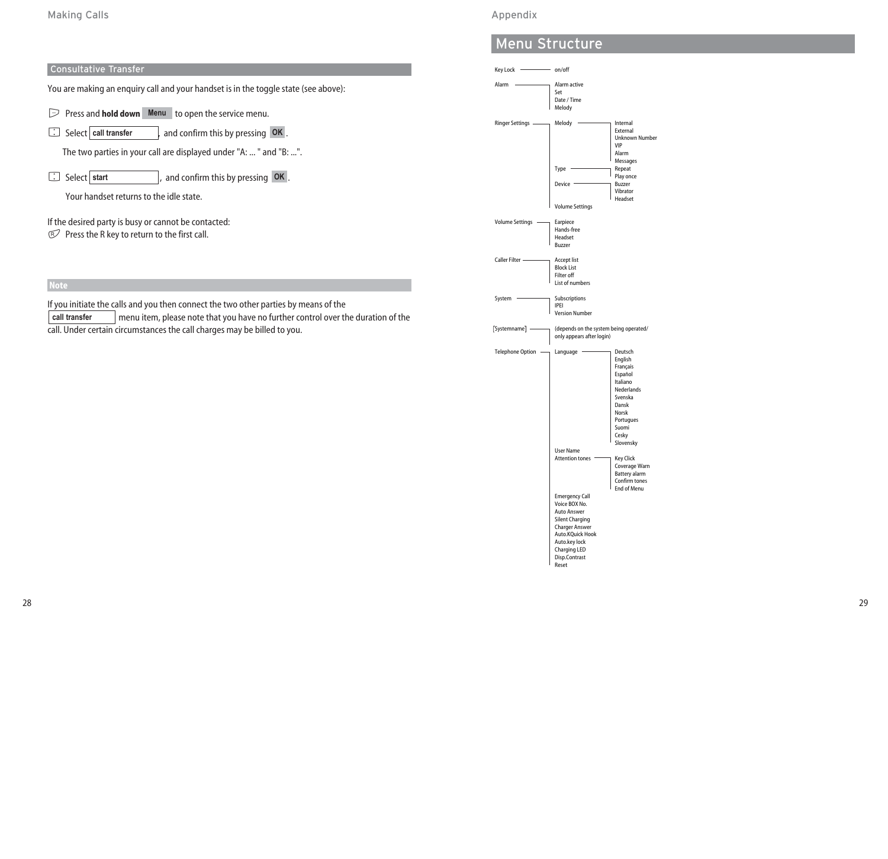## Consultative Transfer

You are making an enquiry call and your handset is in the toggle state (see above):

- Press and **hold down** **Menu** to open the service menu.
- Select **call transfer**, and confirm this by pressing **OK**.

  The two parties in your call are displayed under "A: ... " and "B: ...".

- Select **start**, and confirm this by pressing **OK**.

  Your handset returns to the idle state.

If the desired party is busy or cannot be contacted:

- Press the R key to return to the first call.

### Note

If you initiate the calls and you then connect the two other parties by means of the **call transfer** menu item, please note that you have no further control over the duration of the call. Under certain circumstances the call charges may be billed to you.

# Menu Structure

- Key Lock
  - on/off
- Alarm
  - Alarm active
  - Set
  - Date / Time
  - Melody
- Ringer Settings
  - Melody
    - Internal
    - External
    - Unknown Number
    - VIP
    - Alarm
    - Messages
  - Type
    - Repeat
    - Play once
  - Device
    - Buzzer
    - Vibrator
    - Headset
  - Volume Settings
- Volume Settings
  - Earpiece
  - Hands-free
  - Headset
  - Buzzer
- Caller Filter
  - Accept list
  - Block List
  - Filter off
  - List of numbers
- System
  - Subscriptions
  - IPEI
  - Version Number
- [Systemname]
  - (depends on the system being operated/ only appears after login)
- Telephone Option
  - Language
    - Deutsch
    - English
    - Français
    - Español
    - Italiano
    - Nederlands
    - Svenska
    - Dansk
    - Norsk
    - Portugues
    - Suomi
    - Cesky
    - Slovensky
  - User Name
  - Attention tones
    - Key Click
    - Coverage Warn
    - Battery alarm
    - Confirm tones
    - End of Menu
  - Emergency Call
  - Voice BOX No.
  - Auto Answer
  - Silent Charging
  - Charger Answer
  - Auto.KQuick Hook
  - Auto.key lock
  - Charging LED
  - Disp.Contrast
  - Reset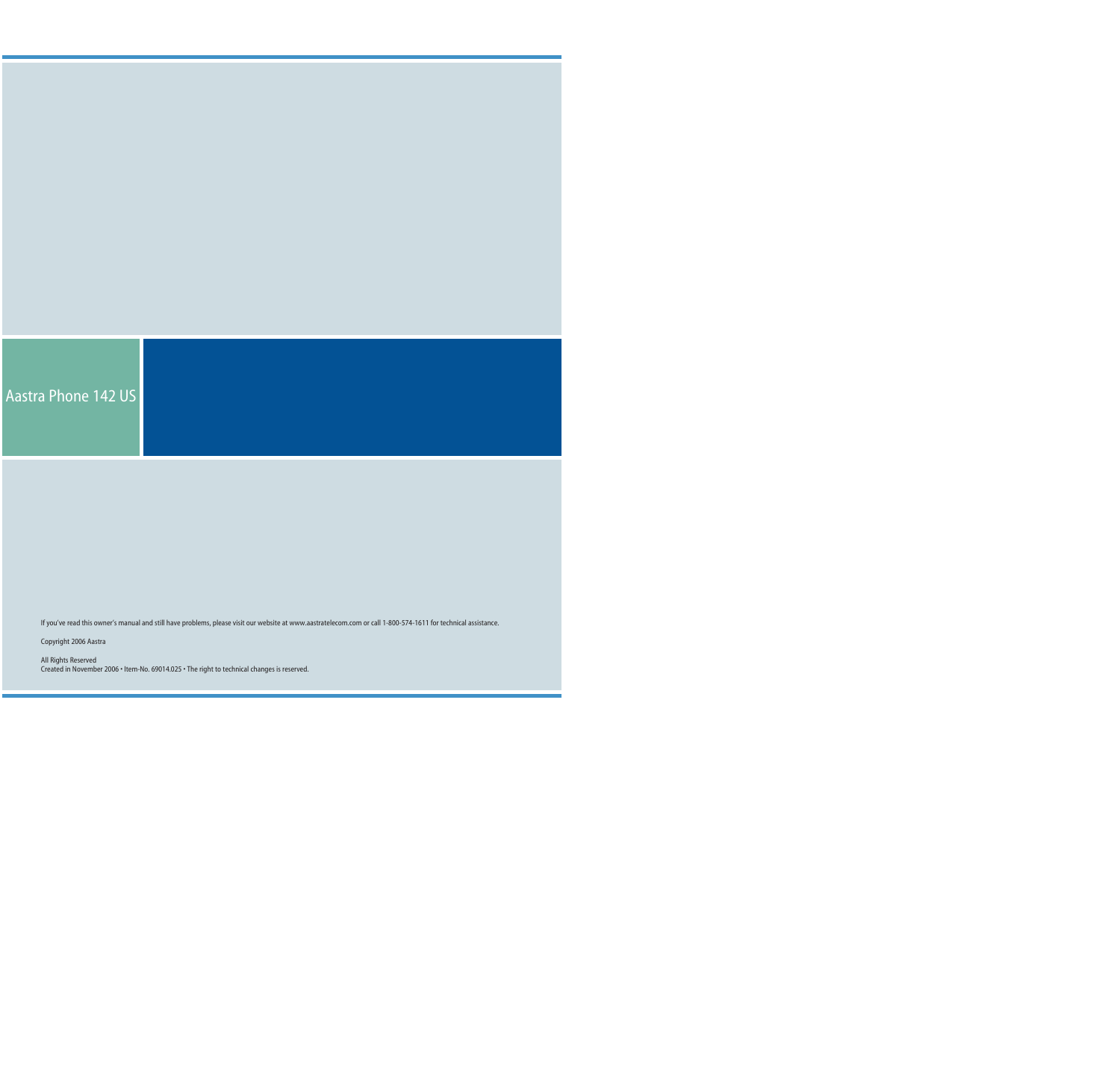Aastra Phone 142 US

If you've read this owner's manual and still have problems, please visit our website at www.aastratelecom.com or call 1-800-574-1611 for technical assistance.

Copyright 2006 Aastra

All Rights Reserved
Created in November 2006 • Item-No. 69014.025 • The right to technical changes is reserved.